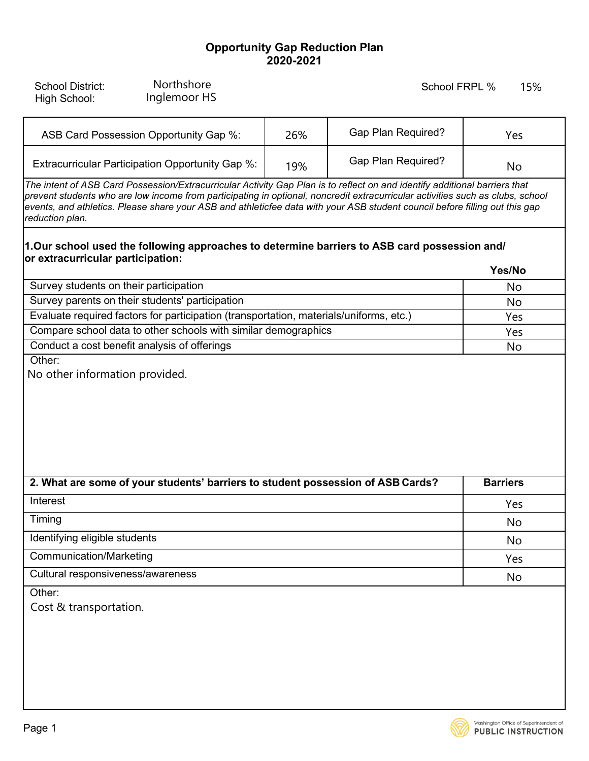# Opportunity Gap Reduction Plan
## 2020-2021

School District: Northshore
High School: Inglemoor HS

School FRPL %: 15%

| ASB Card Possession Opportunity Gap %: | 26% | Gap Plan Required? | Yes |
|---|---|---|---|
| Extracurricular Participation Opportunity Gap %: | 19% | Gap Plan Required? | No |

*The intent of ASB Card Possession/Extracurricular Activity Gap Plan is to reflect on and identify additional barriers that prevent students who are low income from participating in optional, noncredit extracurricular activities such as clubs, school events, and athletics. Please share your ASB and athleticfee data with your ASB student council before filling out this gap reduction plan.*

### 1. Our school used the following approaches to determine barriers to ASB card possession and/ or extracurricular participation:

| | Yes/No |
|---|---|
| Survey students on their participation | No |
| Survey parents on their students' participation | No |
| Evaluate required factors for participation (transportation, materials/uniforms, etc.) | Yes |
| Compare school data to other schools with similar demographics | Yes |
| Conduct a cost benefit analysis of offerings | No |

Other:
No other information provided.

| 2. What are some of your students' barriers to student possession of ASB Cards? | Barriers |
|---|---|
| Interest | Yes |
| Timing | No |
| Identifying eligible students | No |
| Communication/Marketing | Yes |
| Cultural responsiveness/awareness | No |

Other:
Cost & transportation.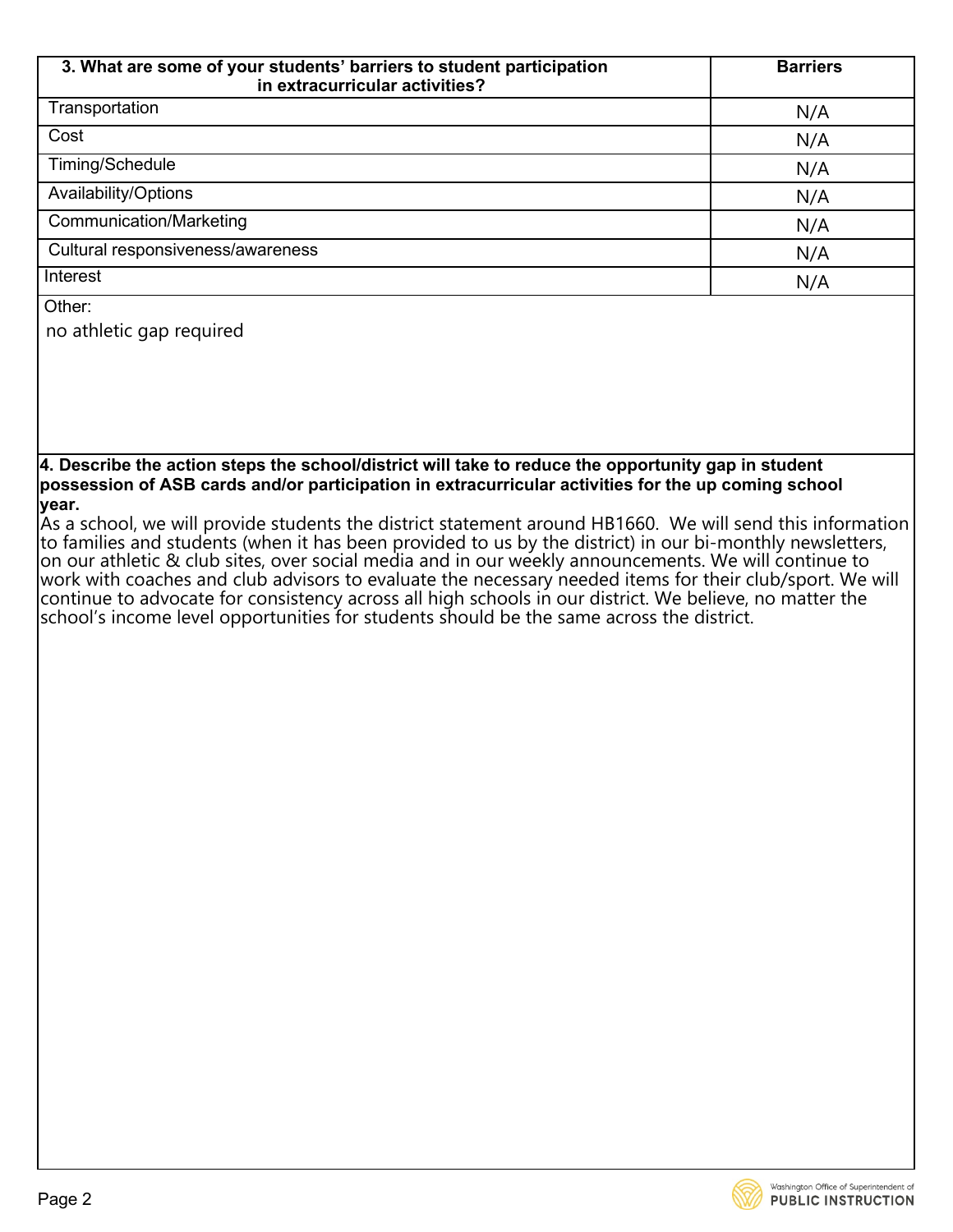| 3. What are some of your students' barriers to student participation in extracurricular activities? | Barriers |
|---|---|
| Transportation | N/A |
| Cost | N/A |
| Timing/Schedule | N/A |
| Availability/Options | N/A |
| Communication/Marketing | N/A |
| Cultural responsiveness/awareness | N/A |
| Interest | N/A |

Other:

no athletic gap required

**4. Describe the action steps the school/district will take to reduce the opportunity gap in student possession of ASB cards and/or participation in extracurricular activities for the up coming school year.**

As a school, we will provide students the district statement around HB1660. We will send this information to families and students (when it has been provided to us by the district) in our bi-monthly newsletters, on our athletic & club sites, over social media and in our weekly announcements. We will continue to work with coaches and club advisors to evaluate the necessary needed items for their club/sport. We will continue to advocate for consistency across all high schools in our district. We believe, no matter the school's income level opportunities for students should be the same across the district.